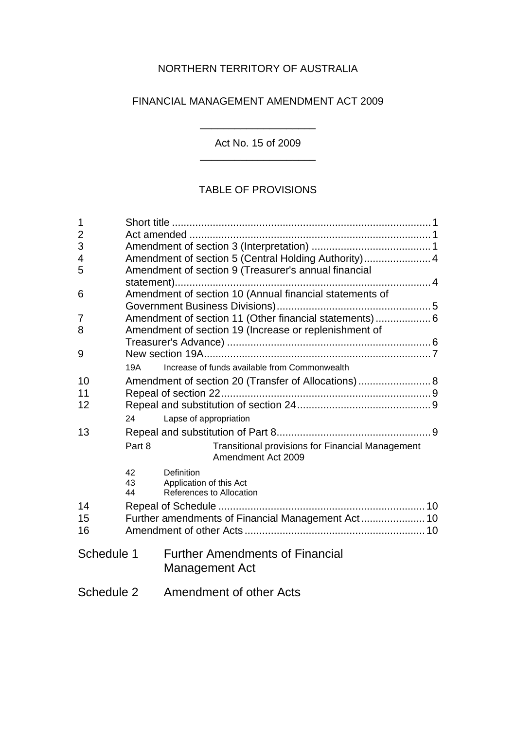NORTHERN TERRITORY OF AUSTRALIA

FINANCIAL MANAGEMENT AMENDMENT ACT 2009

---

Act No. 15 of 2009

---

TABLE OF PROVISIONS

1 Short title ........................................................................................ 1
2 Act amended .................................................................................. 1
3 Amendment of section 3 (Interpretation) ......................................... 1
4 Amendment of section 5 (Central Holding Authority) ....................... 4
5 Amendment of section 9 (Treasurer's annual financial statement) ........................................................................................ 4
6 Amendment of section 10 (Annual financial statements of Government Business Divisions) ..................................................... 5
7 Amendment of section 11 (Other financial statements) ................... 6
8 Amendment of section 19 (Increase or replenishment of Treasurer's Advance) ..................................................................... 6
9 New section 19A ............................................................................. 7

   19A Increase of funds available from Commonwealth

10 Amendment of section 20 (Transfer of Allocations) ......................... 8
11 Repeal of section 22 ........................................................................ 9
12 Repeal and substitution of section 24 .............................................. 9

   24 Lapse of appropriation

13 Repeal and substitution of Part 8 ..................................................... 9

   Part 8 Transitional provisions for Financial Management Amendment Act 2009

   42 Definition
   43 Application of this Act
   44 References to Allocation

14 Repeal of Schedule ....................................................................... 10
15 Further amendments of Financial Management Act ...................... 10
16 Amendment of other Acts ............................................................. 10

Schedule 1 Further Amendments of Financial Management Act

Schedule 2 Amendment of other Acts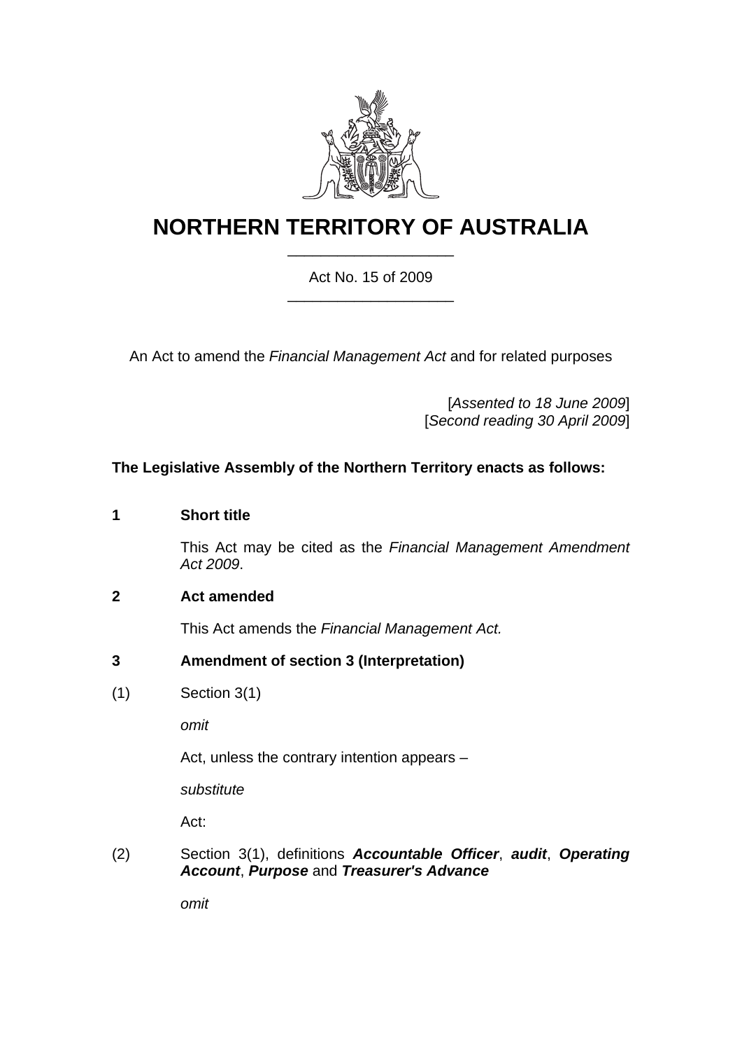# NORTHERN TERRITORY OF AUSTRALIA

Act No. 15 of 2009

An Act to amend the *Financial Management Act* and for related purposes

[*Assented to 18 June 2009*]
[*Second reading 30 April 2009*]

**The Legislative Assembly of the Northern Territory enacts as follows:**

**1 Short title**

This Act may be cited as the *Financial Management Amendment Act 2009*.

**2 Act amended**

This Act amends the *Financial Management Act.*

**3 Amendment of section 3 (Interpretation)**

(1) Section 3(1)

*omit*

Act, unless the contrary intention appears –

*substitute*

Act:

(2) Section 3(1), definitions ***Accountable Officer***, ***audit***, ***Operating Account***, ***Purpose*** and ***Treasurer's Advance***

*omit*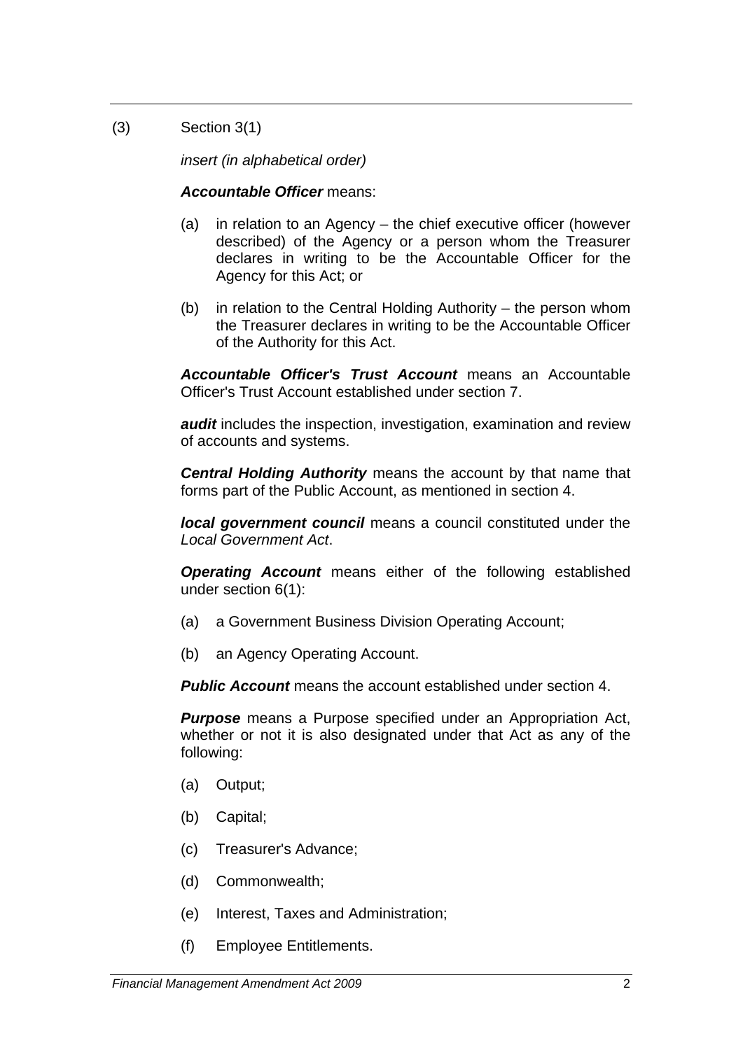(3) Section 3(1)

*insert (in alphabetical order)*

***Accountable Officer*** means:

(a) in relation to an Agency – the chief executive officer (however described) of the Agency or a person whom the Treasurer declares in writing to be the Accountable Officer for the Agency for this Act; or

(b) in relation to the Central Holding Authority – the person whom the Treasurer declares in writing to be the Accountable Officer of the Authority for this Act.

***Accountable Officer's Trust Account*** means an Accountable Officer's Trust Account established under section 7.

***audit*** includes the inspection, investigation, examination and review of accounts and systems.

***Central Holding Authority*** means the account by that name that forms part of the Public Account, as mentioned in section 4.

***local government council*** means a council constituted under the *Local Government Act*.

***Operating Account*** means either of the following established under section 6(1):

(a) a Government Business Division Operating Account;

(b) an Agency Operating Account.

***Public Account*** means the account established under section 4.

***Purpose*** means a Purpose specified under an Appropriation Act, whether or not it is also designated under that Act as any of the following:

(a) Output;

(b) Capital;

(c) Treasurer's Advance;

(d) Commonwealth;

(e) Interest, Taxes and Administration;

(f) Employee Entitlements.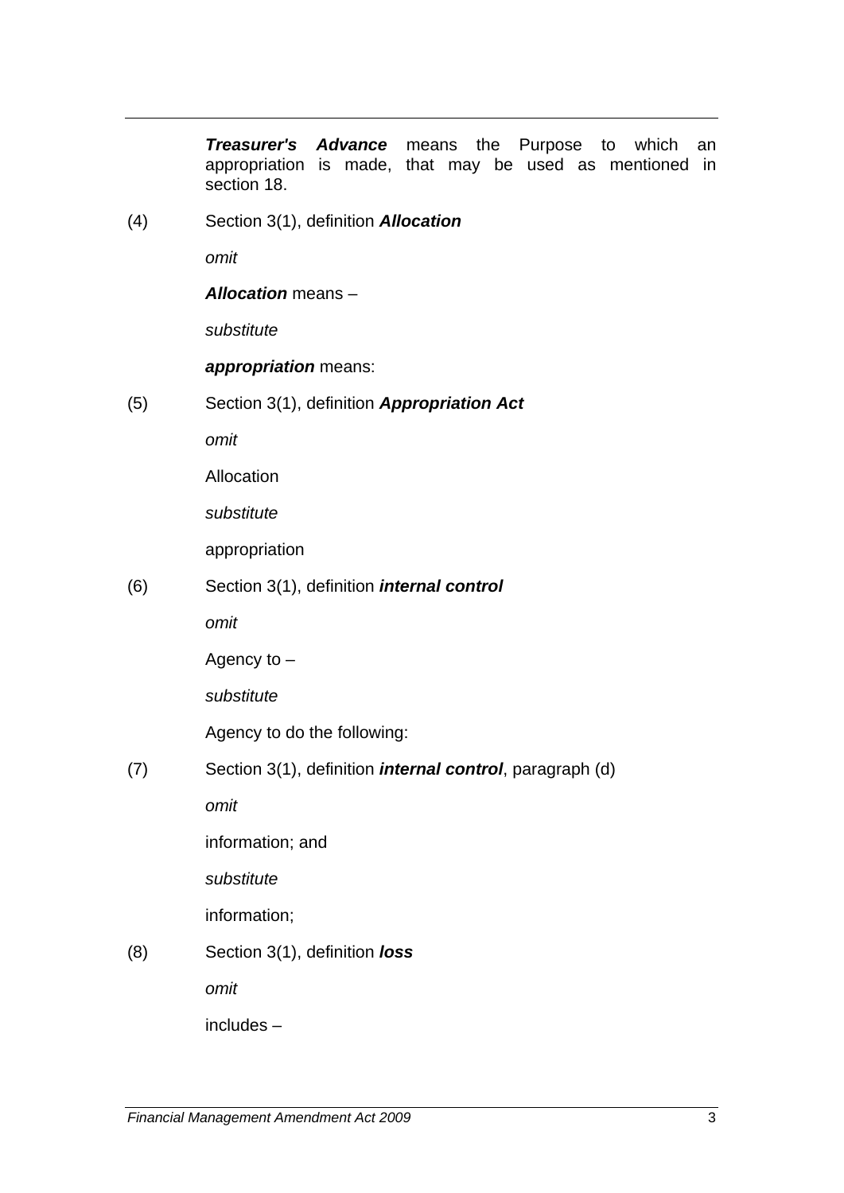***Treasurer's Advance*** means the Purpose to which an appropriation is made, that may be used as mentioned in section 18.

(4) Section 3(1), definition ***Allocation***

*omit*

***Allocation*** means –

*substitute*

***appropriation*** means:

(5) Section 3(1), definition ***Appropriation Act***

*omit*

Allocation

*substitute*

appropriation

(6) Section 3(1), definition ***internal control***

*omit*

Agency to –

*substitute*

Agency to do the following:

(7) Section 3(1), definition ***internal control***, paragraph (d)

*omit*

information; and

*substitute*

information;

(8) Section 3(1), definition ***loss***

*omit*

includes –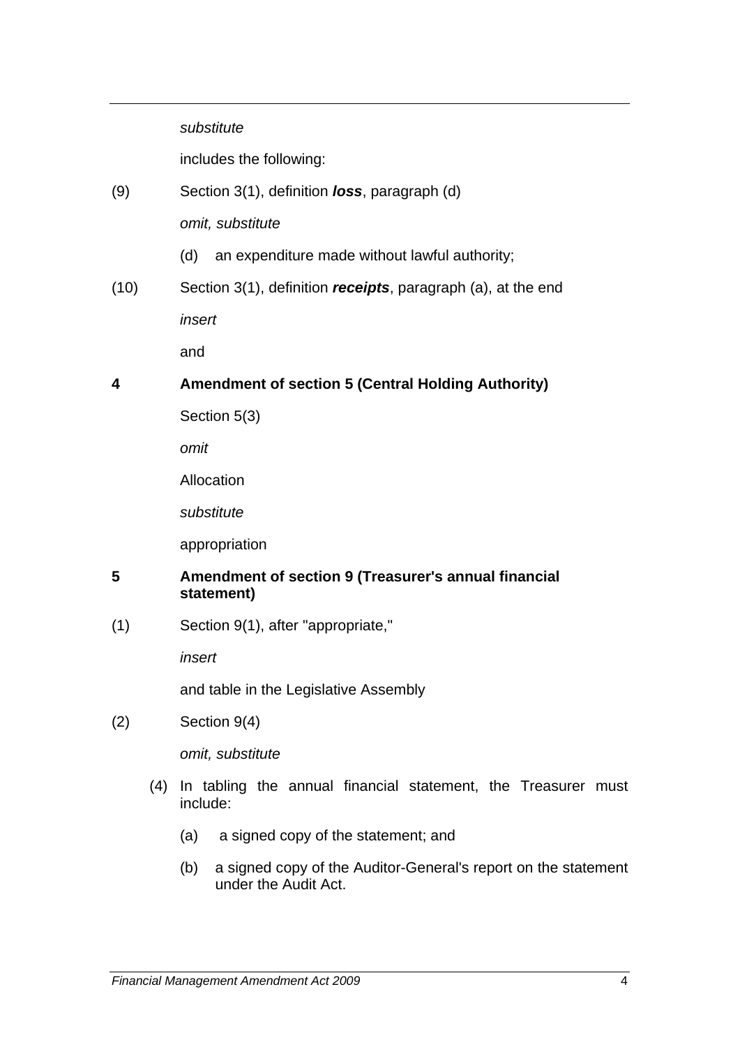*substitute*

includes the following:

(9) Section 3(1), definition ***loss***, paragraph (d)

*omit, substitute*

(d) an expenditure made without lawful authority;

(10) Section 3(1), definition ***receipts***, paragraph (a), at the end

*insert*

and

**4 Amendment of section 5 (Central Holding Authority)**

Section 5(3)

*omit*

Allocation

*substitute*

appropriation

**5 Amendment of section 9 (Treasurer's annual financial statement)**

(1) Section 9(1), after "appropriate,"

*insert*

and table in the Legislative Assembly

(2) Section 9(4)

*omit, substitute*

(4) In tabling the annual financial statement, the Treasurer must include:

(a) a signed copy of the statement; and

(b) a signed copy of the Auditor-General's report on the statement under the Audit Act.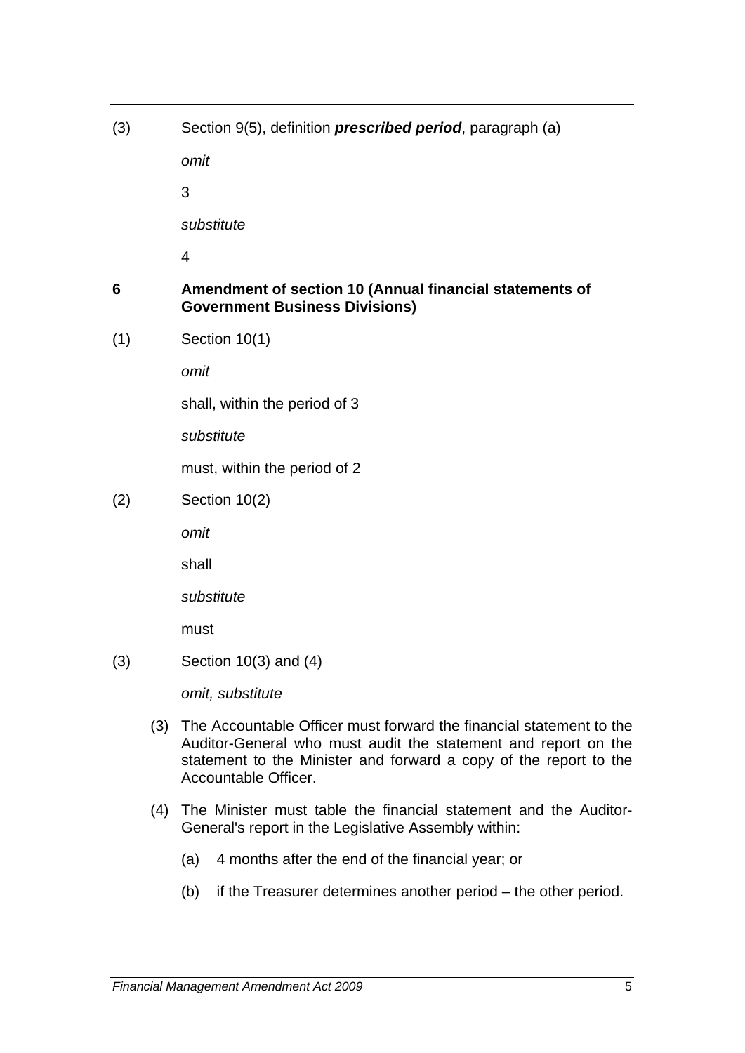(3) Section 9(5), definition ***prescribed period***, paragraph (a)

*omit*

3

*substitute*

4

### 6 Amendment of section 10 (Annual financial statements of Government Business Divisions)

(1) Section 10(1)

*omit*

shall, within the period of 3

*substitute*

must, within the period of 2

(2) Section 10(2)

*omit*

shall

*substitute*

must

(3) Section 10(3) and (4)

*omit, substitute*

(3) The Accountable Officer must forward the financial statement to the Auditor-General who must audit the statement and report on the statement to the Minister and forward a copy of the report to the Accountable Officer.

(4) The Minister must table the financial statement and the Auditor-General's report in the Legislative Assembly within:

(a) 4 months after the end of the financial year; or

(b) if the Treasurer determines another period – the other period.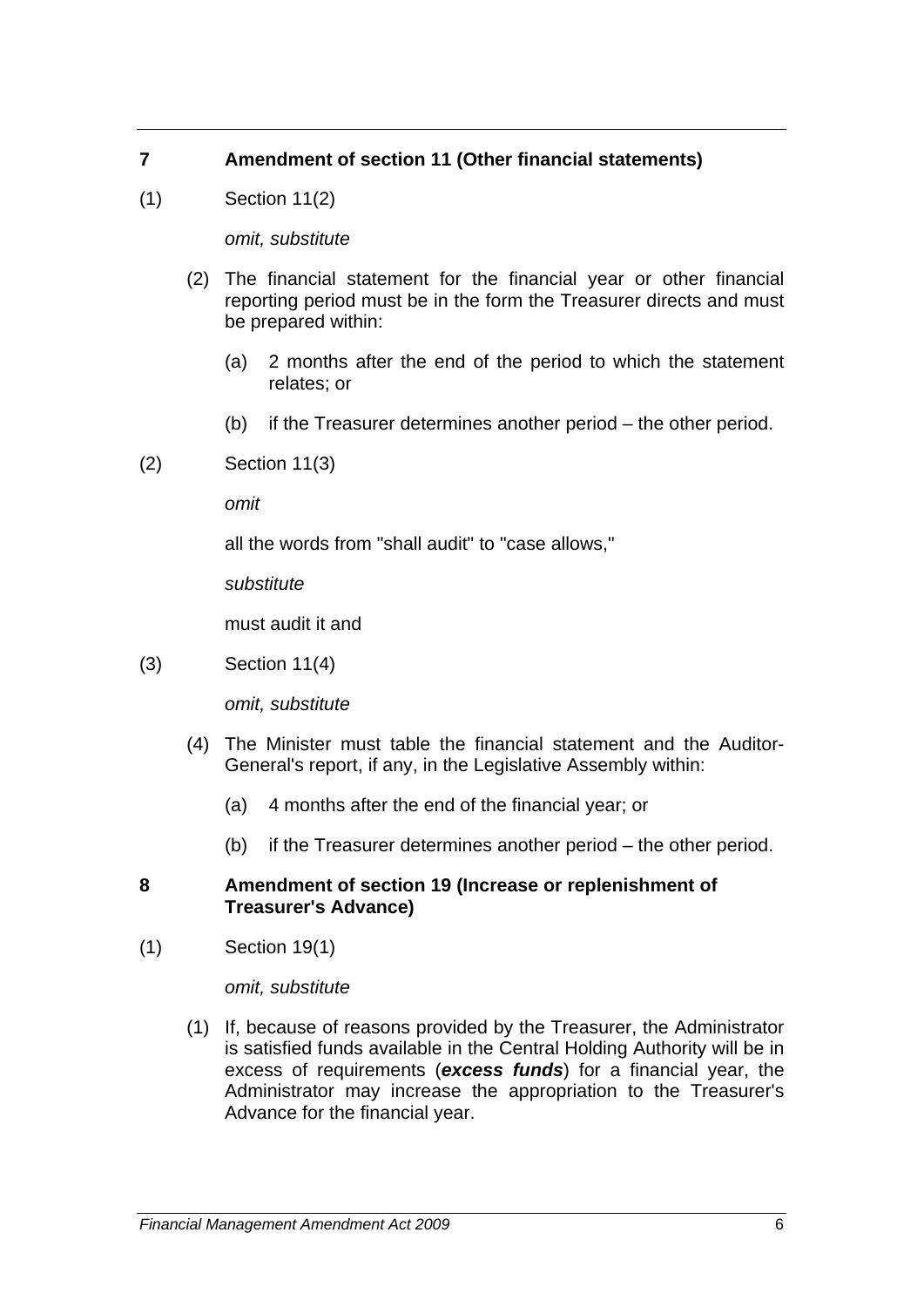## 7 Amendment of section 11 (Other financial statements)

(1) Section 11(2)

*omit, substitute*

(2) The financial statement for the financial year or other financial reporting period must be in the form the Treasurer directs and must be prepared within:

(a) 2 months after the end of the period to which the statement relates; or

(b) if the Treasurer determines another period – the other period.

(2) Section 11(3)

*omit*

all the words from "shall audit" to "case allows,"

*substitute*

must audit it and

(3) Section 11(4)

*omit, substitute*

(4) The Minister must table the financial statement and the Auditor-General's report, if any, in the Legislative Assembly within:

(a) 4 months after the end of the financial year; or

(b) if the Treasurer determines another period – the other period.

## 8 Amendment of section 19 (Increase or replenishment of Treasurer's Advance)

(1) Section 19(1)

*omit, substitute*

(1) If, because of reasons provided by the Treasurer, the Administrator is satisfied funds available in the Central Holding Authority will be in excess of requirements (***excess funds***) for a financial year, the Administrator may increase the appropriation to the Treasurer's Advance for the financial year.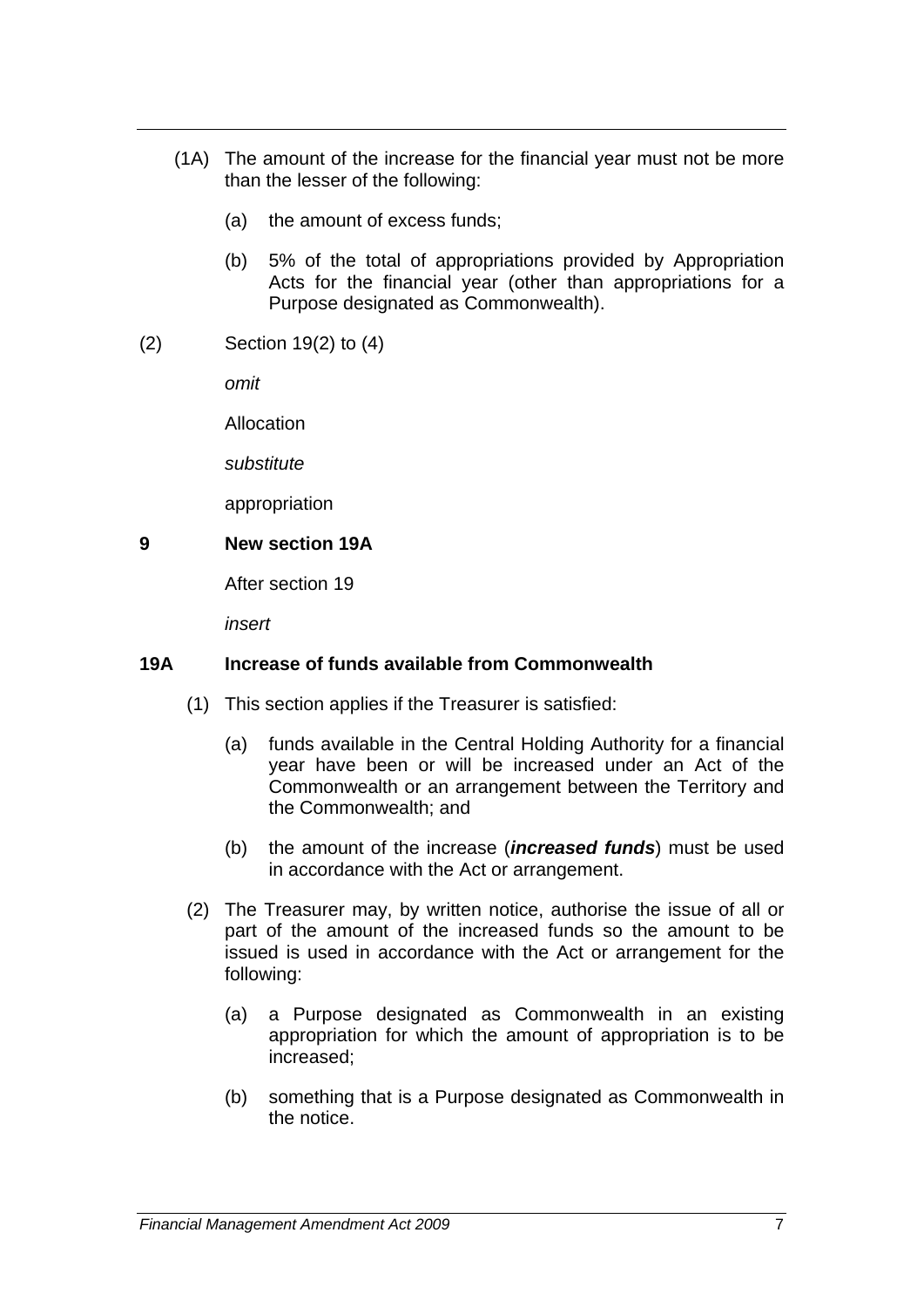(1A) The amount of the increase for the financial year must not be more than the lesser of the following:

(a) the amount of excess funds;

(b) 5% of the total of appropriations provided by Appropriation Acts for the financial year (other than appropriations for a Purpose designated as Commonwealth).

(2) Section 19(2) to (4)

*omit*

Allocation

*substitute*

appropriation

**9 New section 19A**

After section 19

*insert*

**19A Increase of funds available from Commonwealth**

(1) This section applies if the Treasurer is satisfied:

(a) funds available in the Central Holding Authority for a financial year have been or will be increased under an Act of the Commonwealth or an arrangement between the Territory and the Commonwealth; and

(b) the amount of the increase (***increased funds***) must be used in accordance with the Act or arrangement.

(2) The Treasurer may, by written notice, authorise the issue of all or part of the amount of the increased funds so the amount to be issued is used in accordance with the Act or arrangement for the following:

(a) a Purpose designated as Commonwealth in an existing appropriation for which the amount of appropriation is to be increased;

(b) something that is a Purpose designated as Commonwealth in the notice.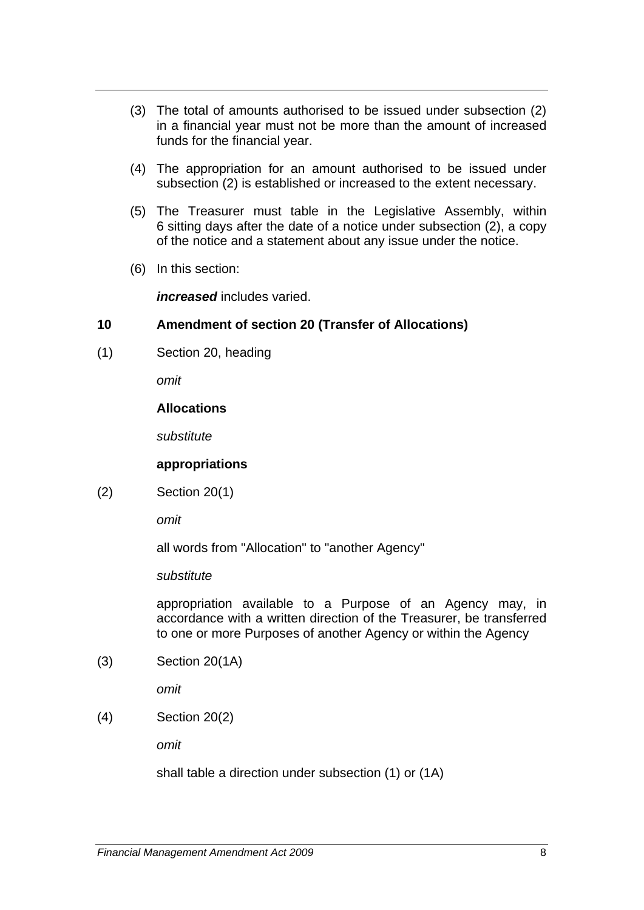(3) The total of amounts authorised to be issued under subsection (2) in a financial year must not be more than the amount of increased funds for the financial year.

(4) The appropriation for an amount authorised to be issued under subsection (2) is established or increased to the extent necessary.

(5) The Treasurer must table in the Legislative Assembly, within 6 sitting days after the date of a notice under subsection (2), a copy of the notice and a statement about any issue under the notice.

(6) In this section:

***increased*** includes varied.

### 10 Amendment of section 20 (Transfer of Allocations)

(1) Section 20, heading

*omit*

**Allocations**

*substitute*

**appropriations**

(2) Section 20(1)

*omit*

all words from "Allocation" to "another Agency"

*substitute*

appropriation available to a Purpose of an Agency may, in accordance with a written direction of the Treasurer, be transferred to one or more Purposes of another Agency or within the Agency

(3) Section 20(1A)

*omit*

(4) Section 20(2)

*omit*

shall table a direction under subsection (1) or (1A)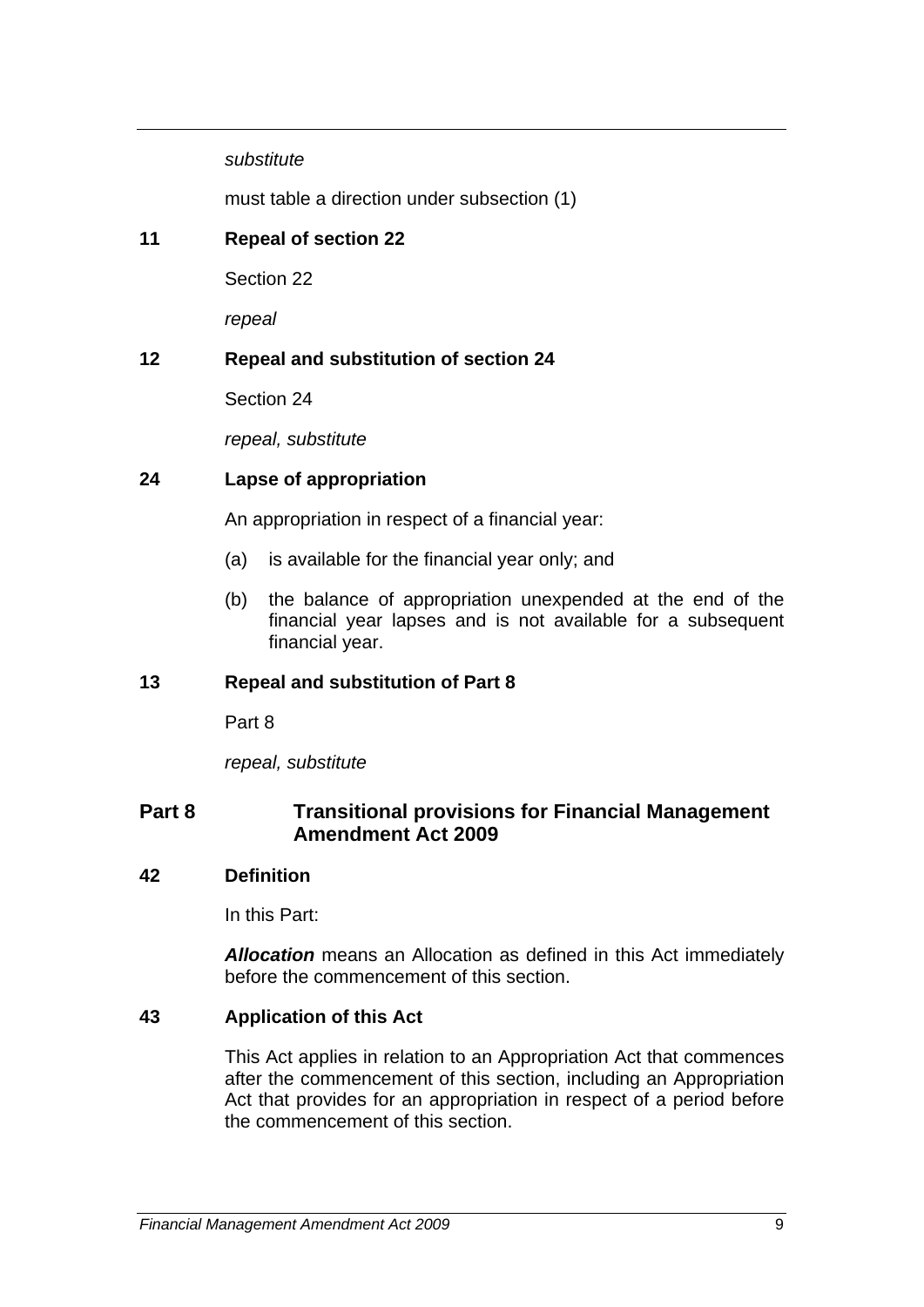*substitute*

must table a direction under subsection (1)

### 11 Repeal of section 22

Section 22

*repeal*

### 12 Repeal and substitution of section 24

Section 24

*repeal, substitute*

### 24 Lapse of appropriation

An appropriation in respect of a financial year:

(a) is available for the financial year only; and

(b) the balance of appropriation unexpended at the end of the financial year lapses and is not available for a subsequent financial year.

### 13 Repeal and substitution of Part 8

Part 8

*repeal, substitute*

## Part 8 Transitional provisions for Financial Management Amendment Act 2009

### 42 Definition

In this Part:

***Allocation*** means an Allocation as defined in this Act immediately before the commencement of this section.

### 43 Application of this Act

This Act applies in relation to an Appropriation Act that commences after the commencement of this section, including an Appropriation Act that provides for an appropriation in respect of a period before the commencement of this section.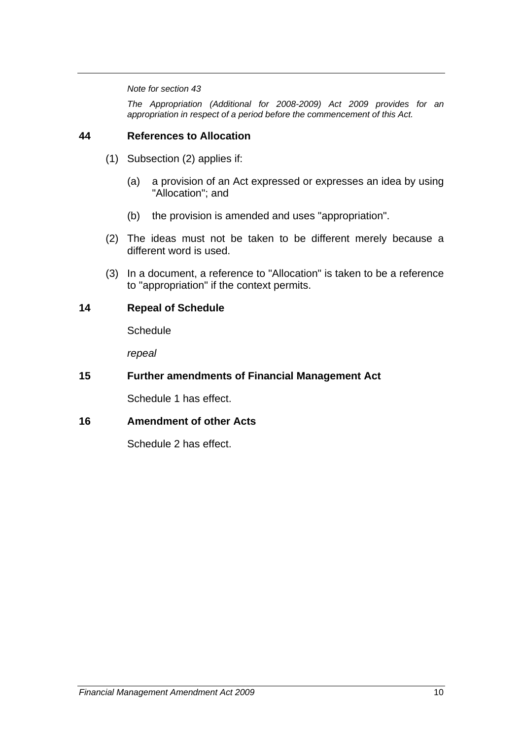*Note for section 43*

*The Appropriation (Additional for 2008-2009) Act 2009 provides for an appropriation in respect of a period before the commencement of this Act.*

### 44 References to Allocation

(1) Subsection (2) applies if:

(a) a provision of an Act expressed or expresses an idea by using "Allocation"; and

(b) the provision is amended and uses "appropriation".

(2) The ideas must not be taken to be different merely because a different word is used.

(3) In a document, a reference to "Allocation" is taken to be a reference to "appropriation" if the context permits.

## 14 Repeal of Schedule

Schedule

*repeal*

## 15 Further amendments of Financial Management Act

Schedule 1 has effect.

## 16 Amendment of other Acts

Schedule 2 has effect.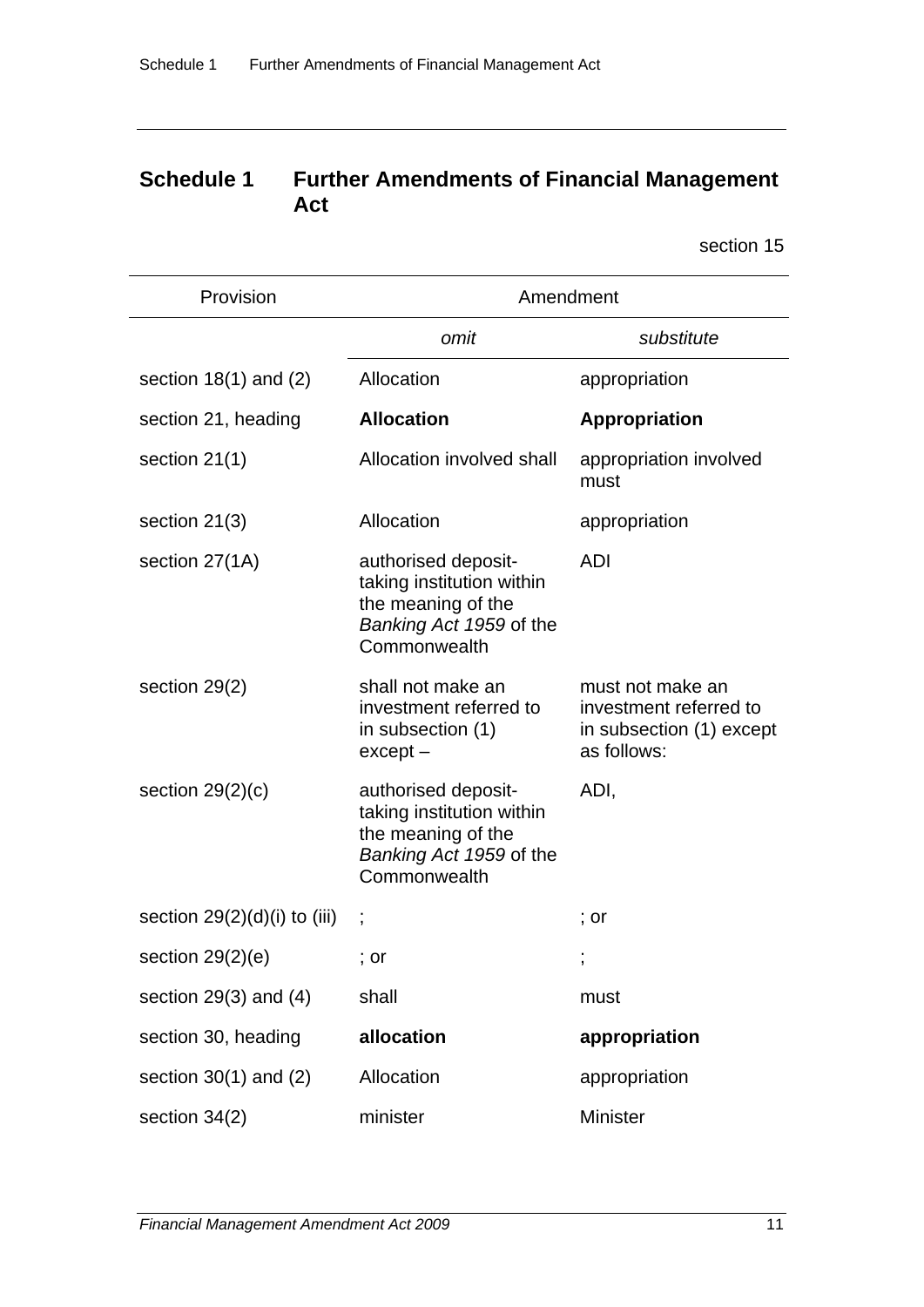## Schedule 1 Further Amendments of Financial Management Act

section 15

| Provision | Amendment | |
|---|---|---|
| | *omit* | *substitute* |
| section 18(1) and (2) | Allocation | appropriation |
| section 21, heading | **Allocation** | **Appropriation** |
| section 21(1) | Allocation involved shall | appropriation involved must |
| section 21(3) | Allocation | appropriation |
| section 27(1A) | authorised deposit-taking institution within the meaning of the *Banking Act 1959* of the Commonwealth | ADI |
| section 29(2) | shall not make an investment referred to in subsection (1) except – | must not make an investment referred to in subsection (1) except as follows: |
| section 29(2)(c) | authorised deposit-taking institution within the meaning of the *Banking Act 1959* of the Commonwealth | ADI, |
| section 29(2)(d)(i) to (iii) | ; | ; or |
| section 29(2)(e) | ; or | ; |
| section 29(3) and (4) | shall | must |
| section 30, heading | **allocation** | **appropriation** |
| section 30(1) and (2) | Allocation | appropriation |
| section 34(2) | minister | Minister |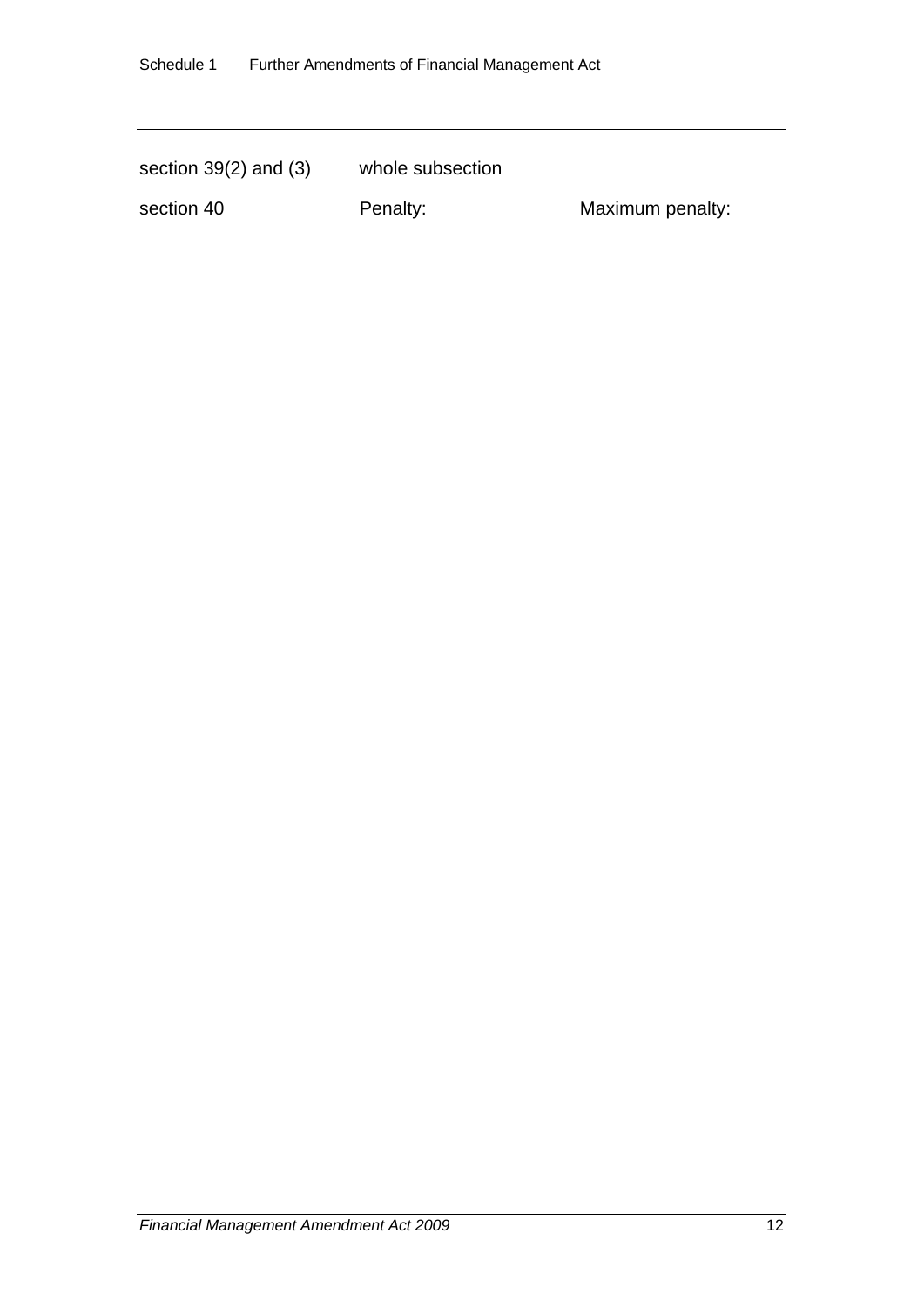| | | |
|---|---|---|
| section 39(2) and (3) | whole subsection | |
| section 40 | Penalty: | Maximum penalty: |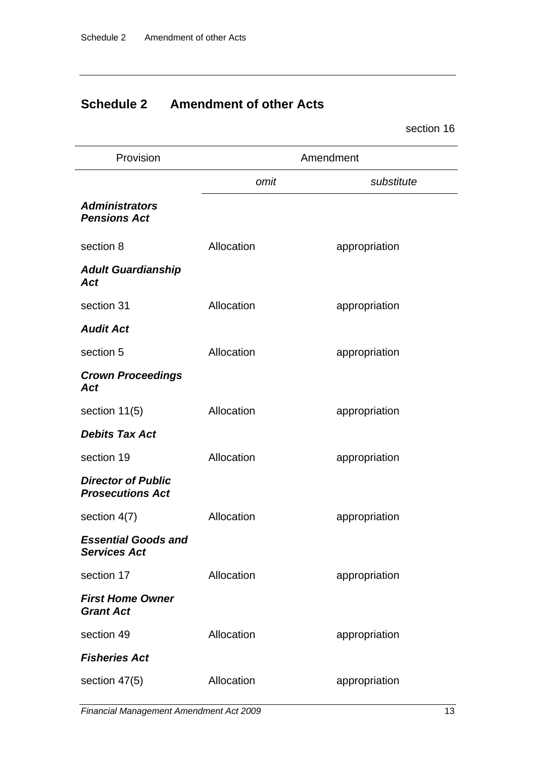## Schedule 2 Amendment of other Acts

section 16

| Provision | Amendment | |
|---|---|---|
| | *omit* | *substitute* |
| ***Administrators Pensions Act*** | | |
| section 8 | Allocation | appropriation |
| ***Adult Guardianship Act*** | | |
| section 31 | Allocation | appropriation |
| ***Audit Act*** | | |
| section 5 | Allocation | appropriation |
| ***Crown Proceedings Act*** | | |
| section 11(5) | Allocation | appropriation |
| ***Debits Tax Act*** | | |
| section 19 | Allocation | appropriation |
| ***Director of Public Prosecutions Act*** | | |
| section 4(7) | Allocation | appropriation |
| ***Essential Goods and Services Act*** | | |
| section 17 | Allocation | appropriation |
| ***First Home Owner Grant Act*** | | |
| section 49 | Allocation | appropriation |
| ***Fisheries Act*** | | |
| section 47(5) | Allocation | appropriation |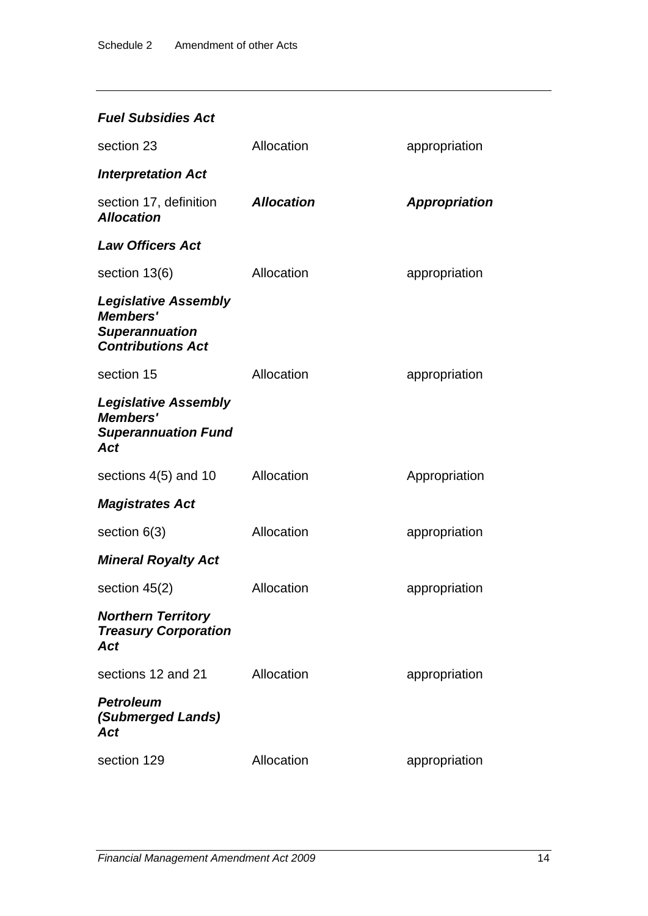***Fuel Subsidies Act***

| | | |
|---|---|---|
| section 23 | Allocation | appropriation |

***Interpretation Act***

| | | |
|---|---|---|
| section 17, definition ***Allocation*** | ***Allocation*** | ***Appropriation*** |

***Law Officers Act***

| | | |
|---|---|---|
| section 13(6) | Allocation | appropriation |

***Legislative Assembly Members' Superannuation Contributions Act***

| | | |
|---|---|---|
| section 15 | Allocation | appropriation |

***Legislative Assembly Members' Superannuation Fund Act***

| | | |
|---|---|---|
| sections 4(5) and 10 | Allocation | Appropriation |

***Magistrates Act***

| | | |
|---|---|---|
| section 6(3) | Allocation | appropriation |

***Mineral Royalty Act***

| | | |
|---|---|---|
| section 45(2) | Allocation | appropriation |

***Northern Territory Treasury Corporation Act***

| | | |
|---|---|---|
| sections 12 and 21 | Allocation | appropriation |

***Petroleum (Submerged Lands) Act***

| | | |
|---|---|---|
| section 129 | Allocation | appropriation |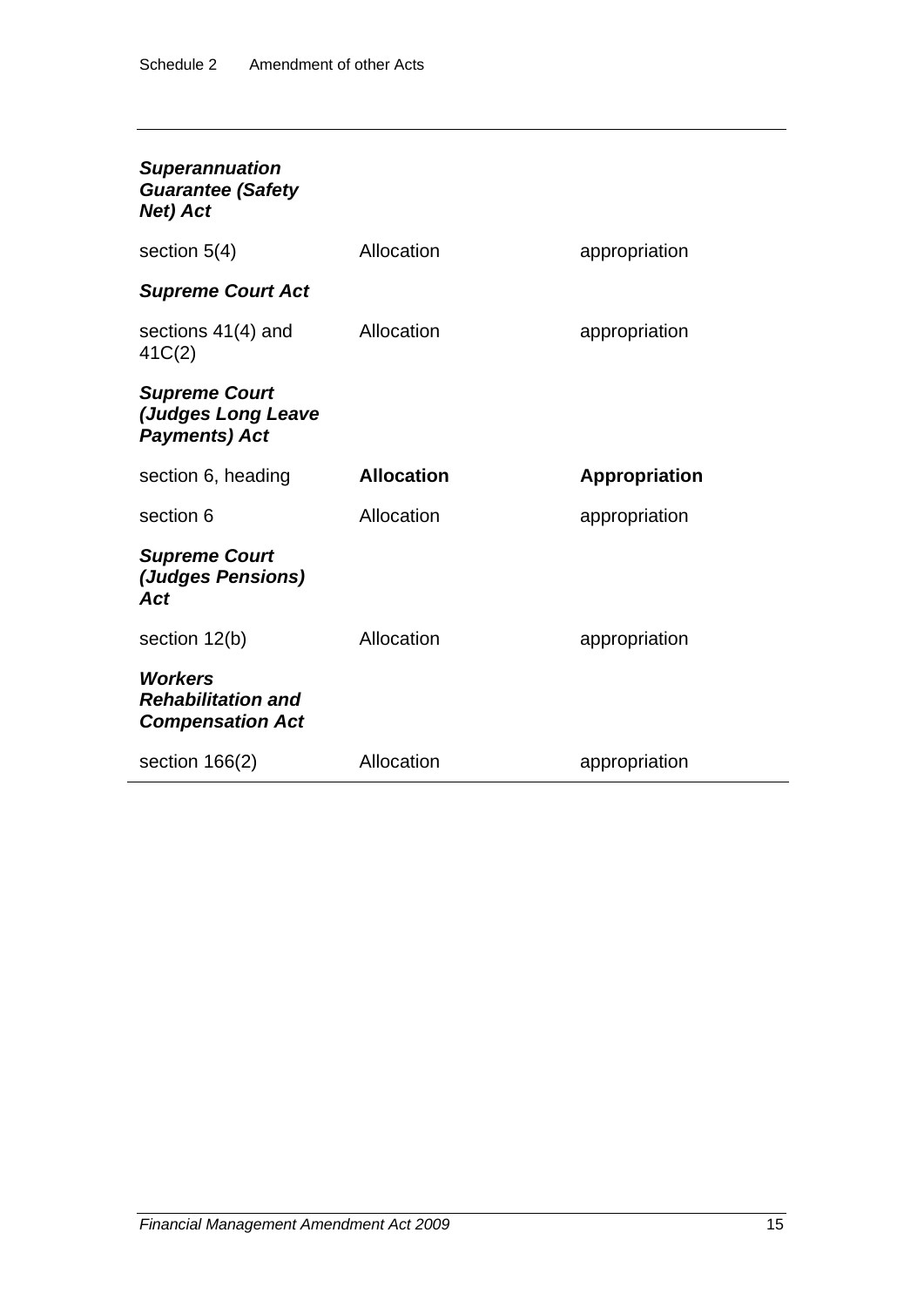| | | |
|---|---|---|
| ***Superannuation Guarantee (Safety Net) Act*** | | |
| section 5(4) | Allocation | appropriation |
| ***Supreme Court Act*** | | |
| sections 41(4) and 41C(2) | Allocation | appropriation |
| ***Supreme Court (Judges Long Leave Payments) Act*** | | |
| section 6, heading | **Allocation** | **Appropriation** |
| section 6 | Allocation | appropriation |
| ***Supreme Court (Judges Pensions) Act*** | | |
| section 12(b) | Allocation | appropriation |
| ***Workers Rehabilitation and Compensation Act*** | | |
| section 166(2) | Allocation | appropriation |